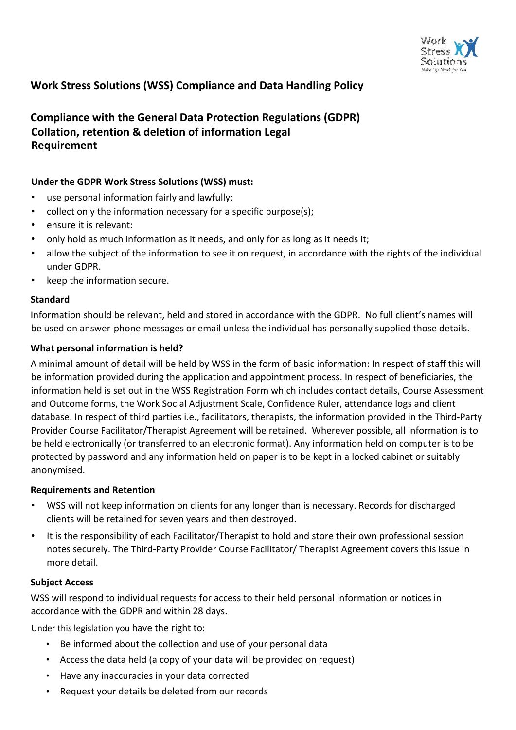## Work Stress Solutions (WSS) Compliance and Data Handling Policy

## Compliance with the General Data Protection Regulations (GDPR) Collation, retention & deletion of information Legal Requirement

**Under the GDPR Work Stress Solutions (WSS) must:**

- use personal information fairly and lawfully;
- collect only the information necessary for a specific purpose(s);
- ensure it is relevant:
- only hold as much information as it needs, and only for as long as it needs it;
- allow the subject of the information to see it on request, in accordance with the rights of the individual under GDPR.
- keep the information secure.

**Standard**

Information should be relevant, held and stored in accordance with the GDPR. No full client's names will be used on answer-phone messages or email unless the individual has personally supplied those details.

**What personal information is held?**

A minimal amount of detail will be held by WSS in the form of basic information: In respect of staff this will be information provided during the application and appointment process. In respect of beneficiaries, the information held is set out in the WSS Registration Form which includes contact details, Course Assessment and Outcome forms, the Work Social Adjustment Scale, Confidence Ruler, attendance logs and client database. In respect of third parties i.e., facilitators, therapists, the information provided in the Third-Party Provider Course Facilitator/Therapist Agreement will be retained. Wherever possible, all information is to be held electronically (or transferred to an electronic format). Any information held on computer is to be protected by password and any information held on paper is to be kept in a locked cabinet or suitably anonymised.

**Requirements and Retention**

- WSS will not keep information on clients for any longer than is necessary. Records for discharged clients will be retained for seven years and then destroyed.
- It is the responsibility of each Facilitator/Therapist to hold and store their own professional session notes securely. The Third-Party Provider Course Facilitator/ Therapist Agreement covers this issue in more detail.

**Subject Access**

WSS will respond to individual requests for access to their held personal information or notices in accordance with the GDPR and within 28 days.

Under this legislation you have the right to:

- Be informed about the collection and use of your personal data
- Access the data held (a copy of your data will be provided on request)
- Have any inaccuracies in your data corrected
- Request your details be deleted from our records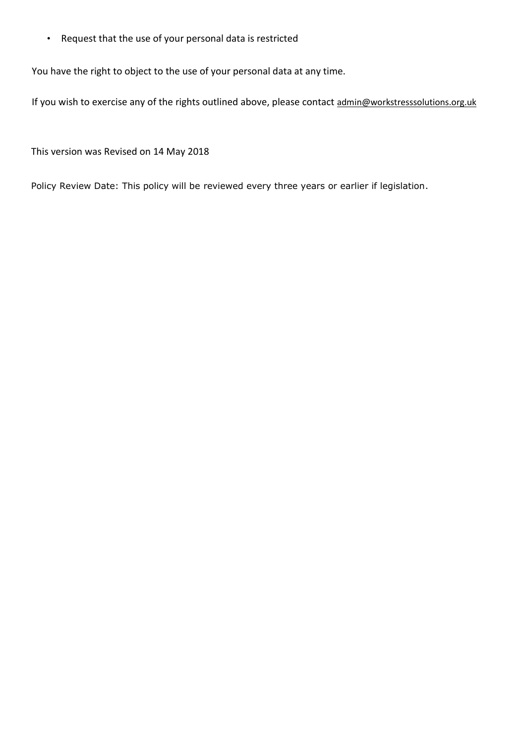- Request that the use of your personal data is restricted

You have the right to object to the use of your personal data at any time.

If you wish to exercise any of the rights outlined above, please contact admin@workstresssolutions.org.uk

This version was Revised on 14 May 2018

Policy Review Date: This policy will be reviewed every three years or earlier if legislation.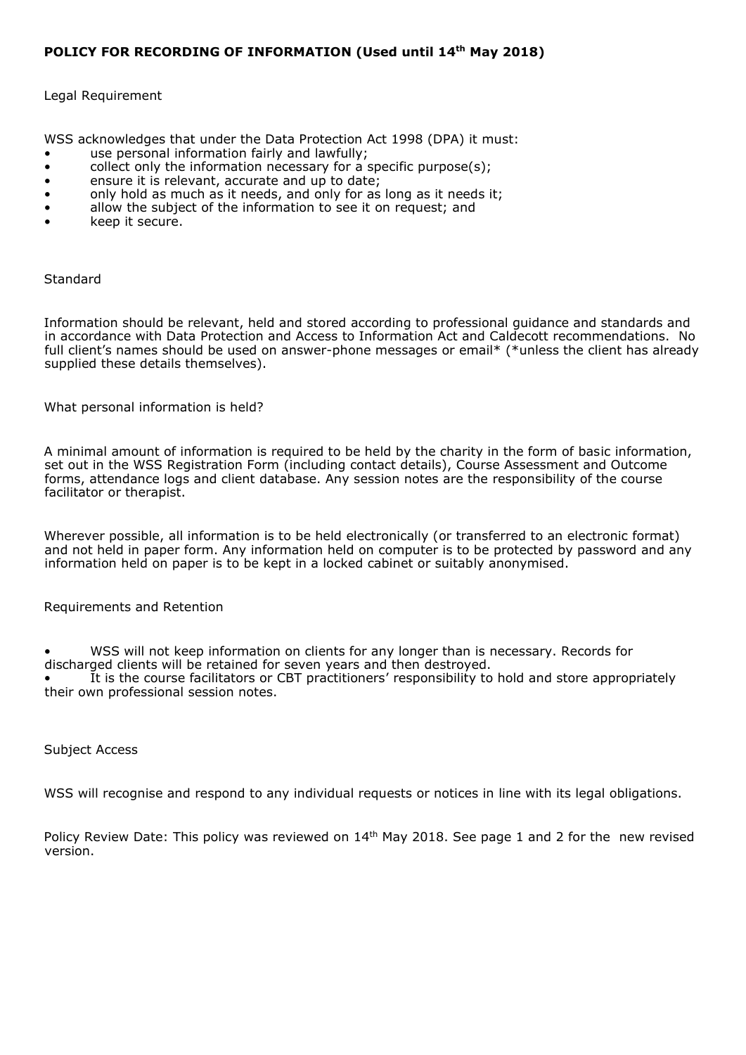# POLICY FOR RECORDING OF INFORMATION (Used until 14th May 2018)

Legal Requirement

WSS acknowledges that under the Data Protection Act 1998 (DPA) it must:

- use personal information fairly and lawfully;
- collect only the information necessary for a specific purpose(s);
- ensure it is relevant, accurate and up to date;
- only hold as much as it needs, and only for as long as it needs it;
- allow the subject of the information to see it on request; and
- keep it secure.

Standard

Information should be relevant, held and stored according to professional guidance and standards and in accordance with Data Protection and Access to Information Act and Caldecott recommendations. No full client's names should be used on answer-phone messages or email* (*unless the client has already supplied these details themselves).

What personal information is held?

A minimal amount of information is required to be held by the charity in the form of basic information, set out in the WSS Registration Form (including contact details), Course Assessment and Outcome forms, attendance logs and client database. Any session notes are the responsibility of the course facilitator or therapist.

Wherever possible, all information is to be held electronically (or transferred to an electronic format) and not held in paper form. Any information held on computer is to be protected by password and any information held on paper is to be kept in a locked cabinet or suitably anonymised.

Requirements and Retention

- WSS will not keep information on clients for any longer than is necessary. Records for discharged clients will be retained for seven years and then destroyed.
- It is the course facilitators or CBT practitioners' responsibility to hold and store appropriately their own professional session notes.

Subject Access

WSS will recognise and respond to any individual requests or notices in line with its legal obligations.

Policy Review Date: This policy was reviewed on 14th May 2018. See page 1 and 2 for the new revised version.